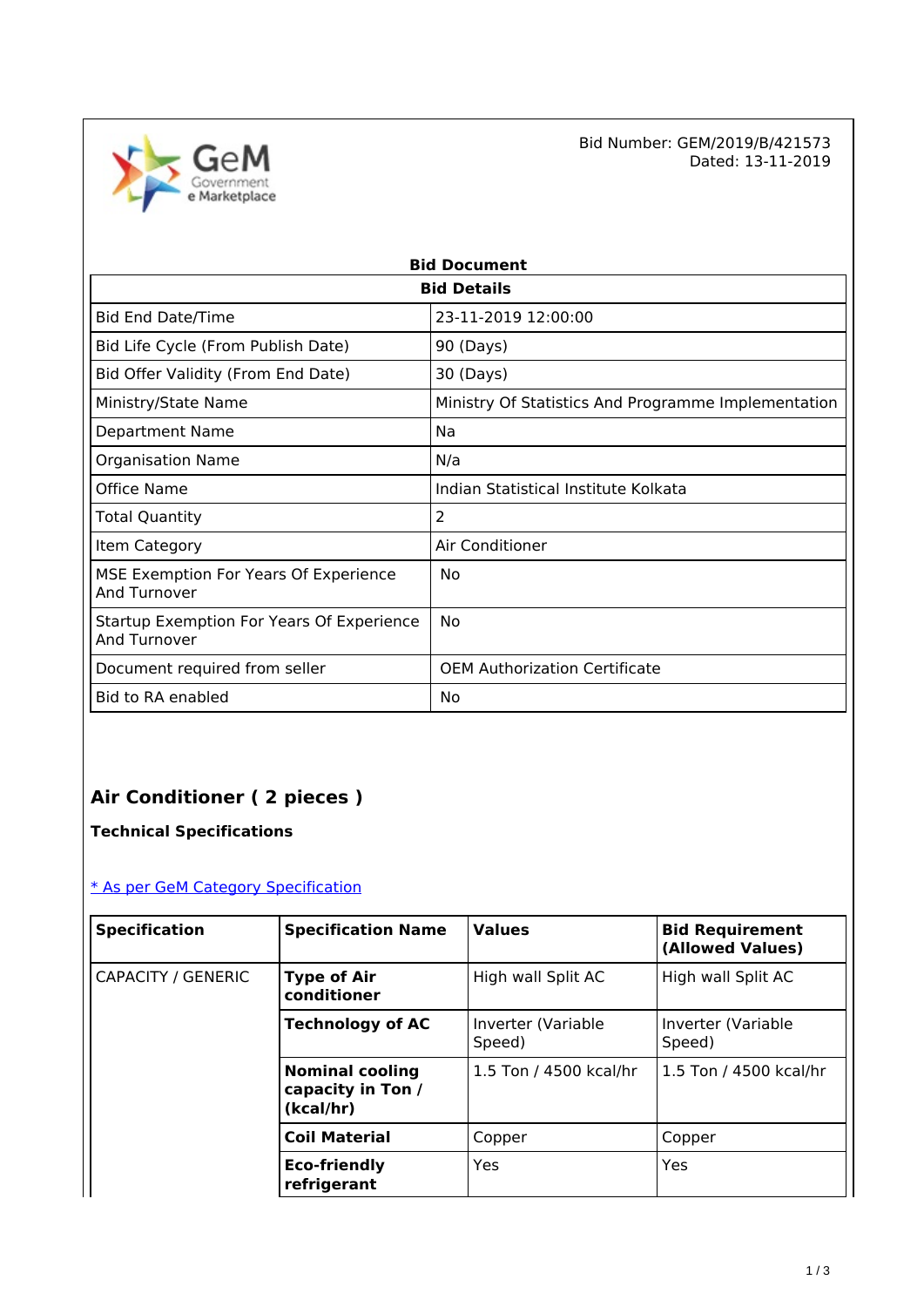Bid Number: GEM/2019/B/421573
Dated: 13-11-2019

## Bid Document

| Bid Details | |
|---|---|
| Bid End Date/Time | 23-11-2019 12:00:00 |
| Bid Life Cycle (From Publish Date) | 90 (Days) |
| Bid Offer Validity (From End Date) | 30 (Days) |
| Ministry/State Name | Ministry Of Statistics And Programme Implementation |
| Department Name | Na |
| Organisation Name | N/a |
| Office Name | Indian Statistical Institute Kolkata |
| Total Quantity | 2 |
| Item Category | Air Conditioner |
| MSE Exemption For Years Of Experience And Turnover | No |
| Startup Exemption For Years Of Experience And Turnover | No |
| Document required from seller | OEM Authorization Certificate |
| Bid to RA enabled | No |

## Air Conditioner ( 2 pieces )

**Technical Specifications**

[* As per GeM Category Specification]

| Specification | Specification Name | Values | Bid Requirement (Allowed Values) |
|---|---|---|---|
| CAPACITY / GENERIC | **Type of Air conditioner** | High wall Split AC | High wall Split AC |
| | **Technology of AC** | Inverter (Variable Speed) | Inverter (Variable Speed) |
| | **Nominal cooling capacity in Ton / (kcal/hr)** | 1.5 Ton / 4500 kcal/hr | 1.5 Ton / 4500 kcal/hr |
| | **Coil Material** | Copper | Copper |
| | **Eco-friendly refrigerant** | Yes | Yes |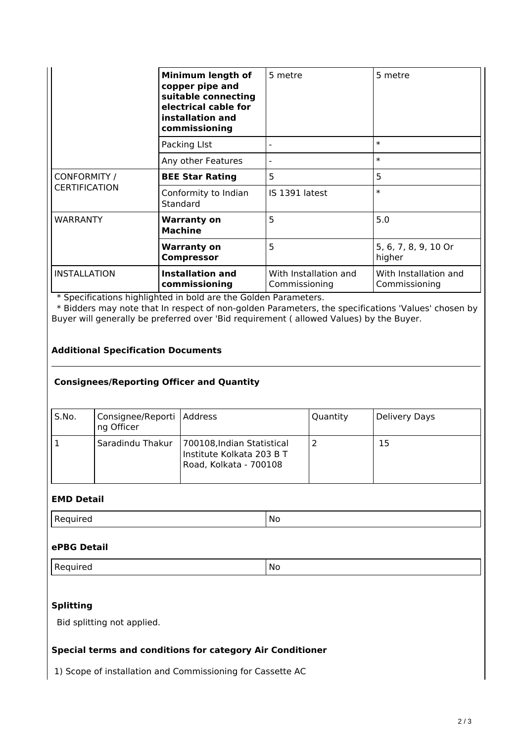| | | | |
|---|---|---|---|
| | **Minimum length of copper pipe and suitable connecting electrical cable for installation and commissioning** | 5 metre | 5 metre |
| | Packing LIst | - | * |
| | Any other Features | - | * |
| CONFORMITY / CERTIFICATION | **BEE Star Rating** | 5 | 5 |
| | Conformity to Indian Standard | IS 1391 latest | * |
| WARRANTY | **Warranty on Machine** | 5 | 5.0 |
| | **Warranty on Compressor** | 5 | 5, 6, 7, 8, 9, 10 Or higher |
| INSTALLATION | **Installation and commissioning** | With Installation and Commissioning | With Installation and Commissioning |

\* Specifications highlighted in bold are the Golden Parameters.

\* Bidders may note that In respect of non-golden Parameters, the specifications 'Values' chosen by Buyer will generally be preferred over 'Bid requirement ( allowed Values) by the Buyer.

### Additional Specification Documents

---

### Consignees/Reporting Officer and Quantity

| S.No. | Consignee/Reporting Officer | Address | Quantity | Delivery Days |
|---|---|---|---|---|
| 1 | Saradindu Thakur | 700108,Indian Statistical Institute Kolkata 203 B T Road, Kolkata - 700108 | 2 | 15 |

### EMD Detail

| | |
|---|---|
| Required | No |

### ePBG Detail

| | |
|---|---|
| Required | No |

### Splitting

Bid splitting not applied.

### Special terms and conditions for category Air Conditioner

1) Scope of installation and Commissioning for Cassette AC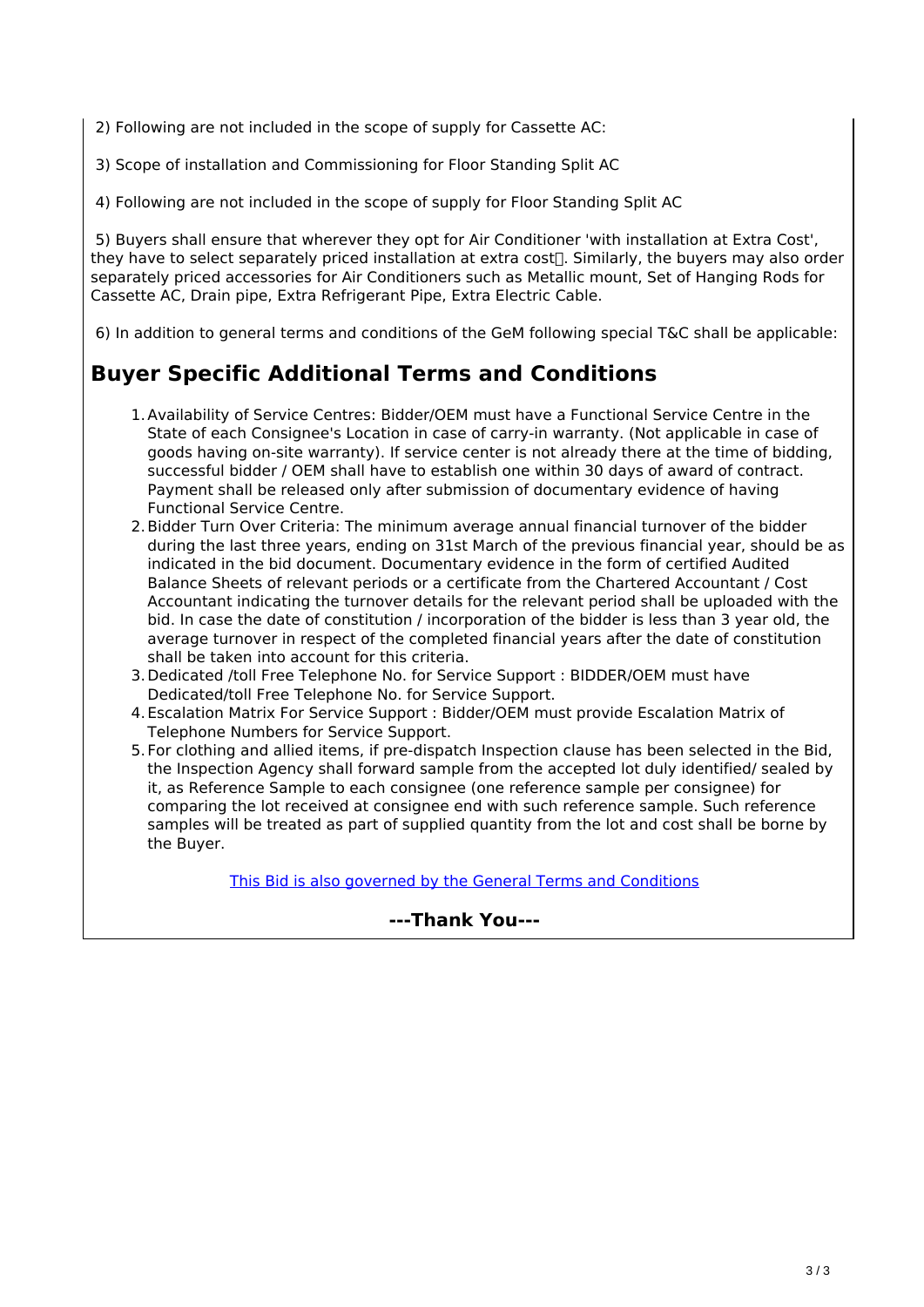2) Following are not included in the scope of supply for Cassette AC:

3) Scope of installation and Commissioning for Floor Standing Split AC

4) Following are not included in the scope of supply for Floor Standing Split AC

5) Buyers shall ensure that wherever they opt for Air Conditioner 'with installation at Extra Cost', they have to select separately priced installation at extra cost. Similarly, the buyers may also order separately priced accessories for Air Conditioners such as Metallic mount, Set of Hanging Rods for Cassette AC, Drain pipe, Extra Refrigerant Pipe, Extra Electric Cable.

6) In addition to general terms and conditions of the GeM following special T&C shall be applicable:

## Buyer Specific Additional Terms and Conditions

1. Availability of Service Centres: Bidder/OEM must have a Functional Service Centre in the State of each Consignee's Location in case of carry-in warranty. (Not applicable in case of goods having on-site warranty). If service center is not already there at the time of bidding, successful bidder / OEM shall have to establish one within 30 days of award of contract. Payment shall be released only after submission of documentary evidence of having Functional Service Centre.
2. Bidder Turn Over Criteria: The minimum average annual financial turnover of the bidder during the last three years, ending on 31st March of the previous financial year, should be as indicated in the bid document. Documentary evidence in the form of certified Audited Balance Sheets of relevant periods or a certificate from the Chartered Accountant / Cost Accountant indicating the turnover details for the relevant period shall be uploaded with the bid. In case the date of constitution / incorporation of the bidder is less than 3 year old, the average turnover in respect of the completed financial years after the date of constitution shall be taken into account for this criteria.
3. Dedicated /toll Free Telephone No. for Service Support : BIDDER/OEM must have Dedicated/toll Free Telephone No. for Service Support.
4. Escalation Matrix For Service Support : Bidder/OEM must provide Escalation Matrix of Telephone Numbers for Service Support.
5. For clothing and allied items, if pre-dispatch Inspection clause has been selected in the Bid, the Inspection Agency shall forward sample from the accepted lot duly identified/ sealed by it, as Reference Sample to each consignee (one reference sample per consignee) for comparing the lot received at consignee end with such reference sample. Such reference samples will be treated as part of supplied quantity from the lot and cost shall be borne by the Buyer.

This Bid is also governed by the General Terms and Conditions

**---Thank You---**